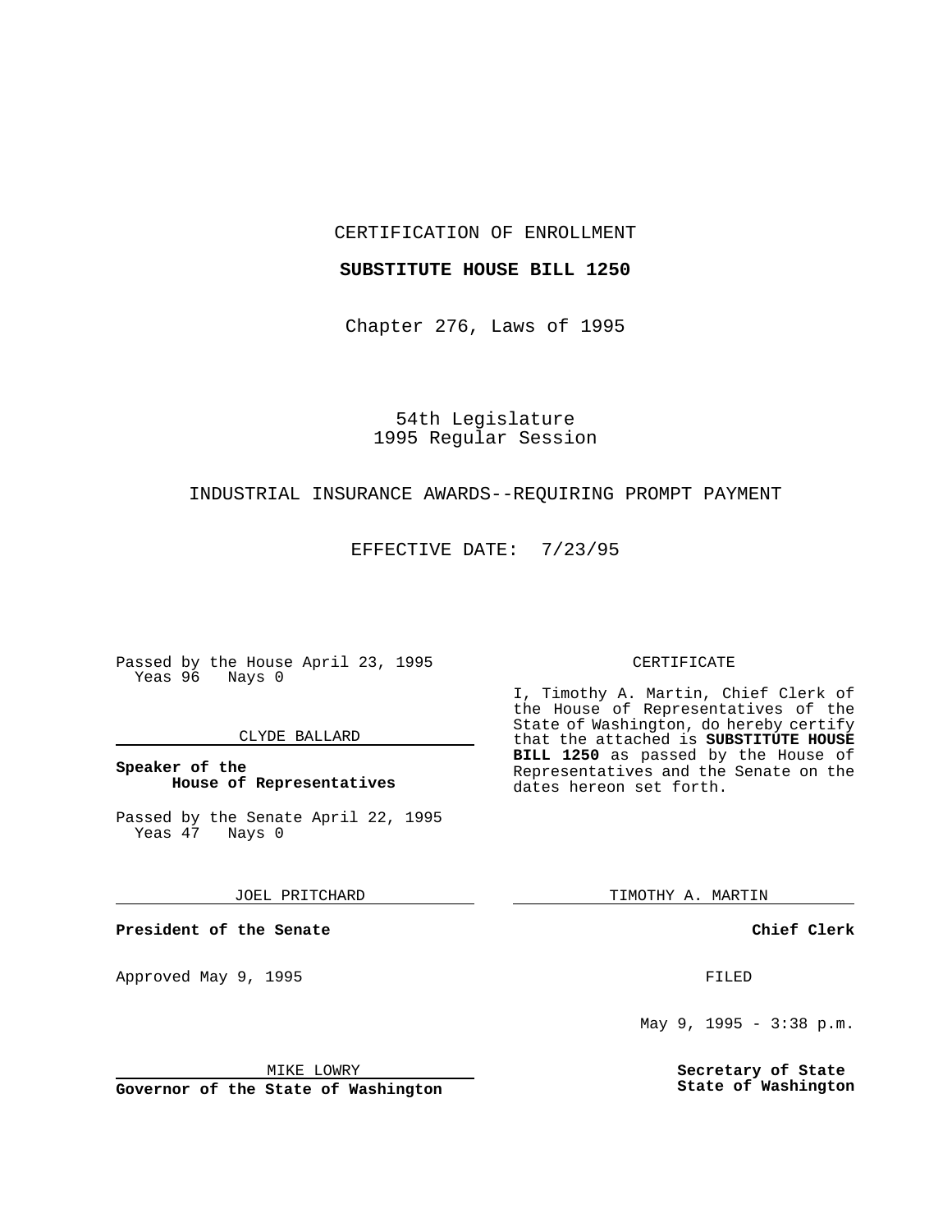CERTIFICATION OF ENROLLMENT

**SUBSTITUTE HOUSE BILL 1250**

Chapter 276, Laws of 1995

54th Legislature
1995 Regular Session

INDUSTRIAL INSURANCE AWARDS--REQUIRING PROMPT PAYMENT

EFFECTIVE DATE: 7/23/95

Passed by the House April 23, 1995
Yeas 96 Nays 0

CLYDE BALLARD

**Speaker of the House of Representatives**

Passed by the Senate April 22, 1995
Yeas 47 Nays 0

JOEL PRITCHARD

**President of the Senate**

Approved May 9, 1995

MIKE LOWRY

**Governor of the State of Washington**

CERTIFICATE

I, Timothy A. Martin, Chief Clerk of the House of Representatives of the State of Washington, do hereby certify that the attached is **SUBSTITUTE HOUSE BILL 1250** as passed by the House of Representatives and the Senate on the dates hereon set forth.

TIMOTHY A. MARTIN

**Chief Clerk**

FILED

May 9, 1995 - 3:38 p.m.

**Secretary of State**
**State of Washington**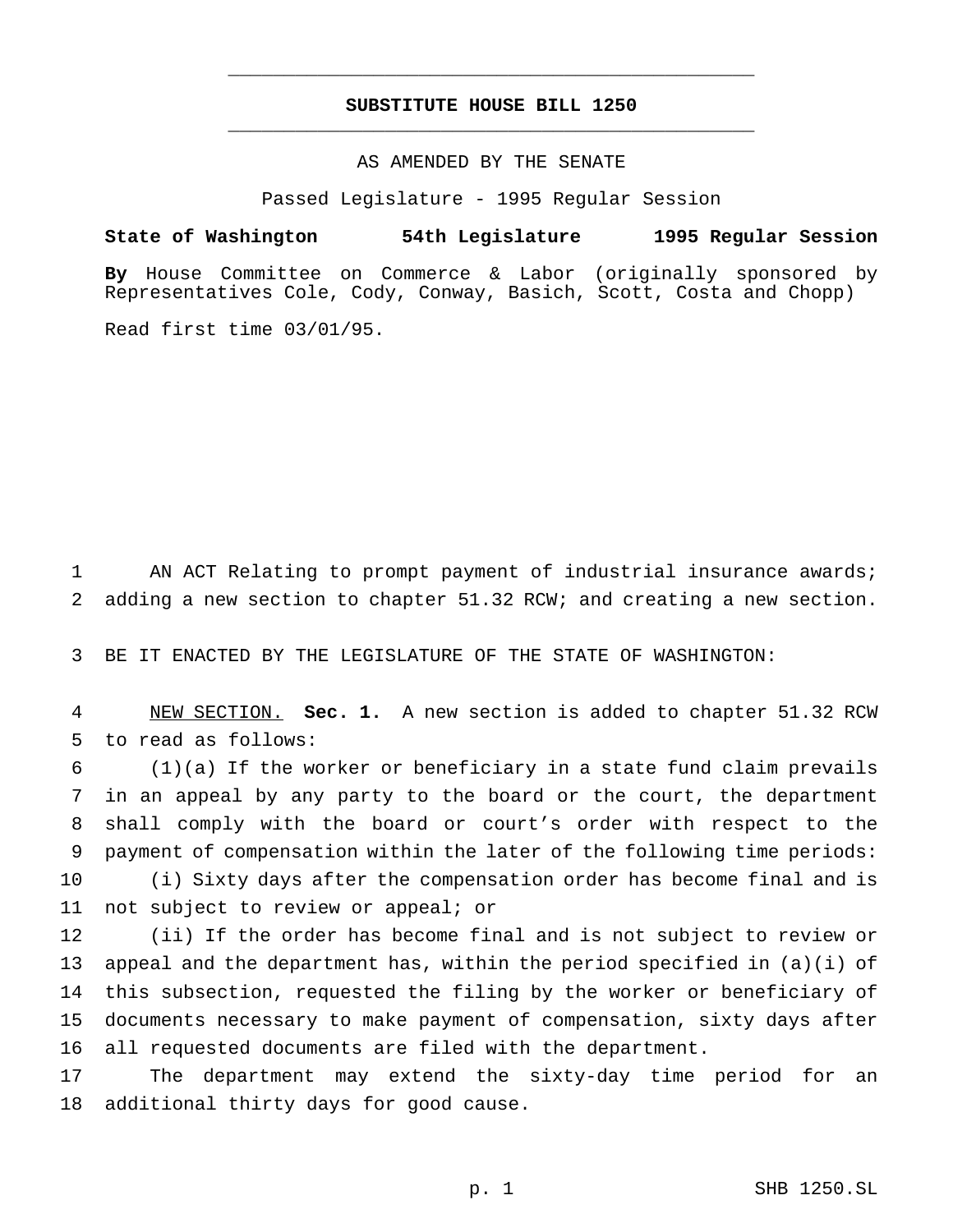# SUBSTITUTE HOUSE BILL 1250

AS AMENDED BY THE SENATE

Passed Legislature - 1995 Regular Session

**State of Washington 54th Legislature 1995 Regular Session**

**By** House Committee on Commerce & Labor (originally sponsored by Representatives Cole, Cody, Conway, Basich, Scott, Costa and Chopp)

Read first time 03/01/95.

1 AN ACT Relating to prompt payment of industrial insurance awards; 2 adding a new section to chapter 51.32 RCW; and creating a new section.

3 BE IT ENACTED BY THE LEGISLATURE OF THE STATE OF WASHINGTON:

4 NEW SECTION. **Sec. 1.** A new section is added to chapter 51.32 RCW 5 to read as follows:

6 (1)(a) If the worker or beneficiary in a state fund claim prevails 7 in an appeal by any party to the board or the court, the department 8 shall comply with the board or court's order with respect to the 9 payment of compensation within the later of the following time periods:

10 (i) Sixty days after the compensation order has become final and is 11 not subject to review or appeal; or

12 (ii) If the order has become final and is not subject to review or 13 appeal and the department has, within the period specified in (a)(i) of 14 this subsection, requested the filing by the worker or beneficiary of 15 documents necessary to make payment of compensation, sixty days after 16 all requested documents are filed with the department.

17 The department may extend the sixty-day time period for an 18 additional thirty days for good cause.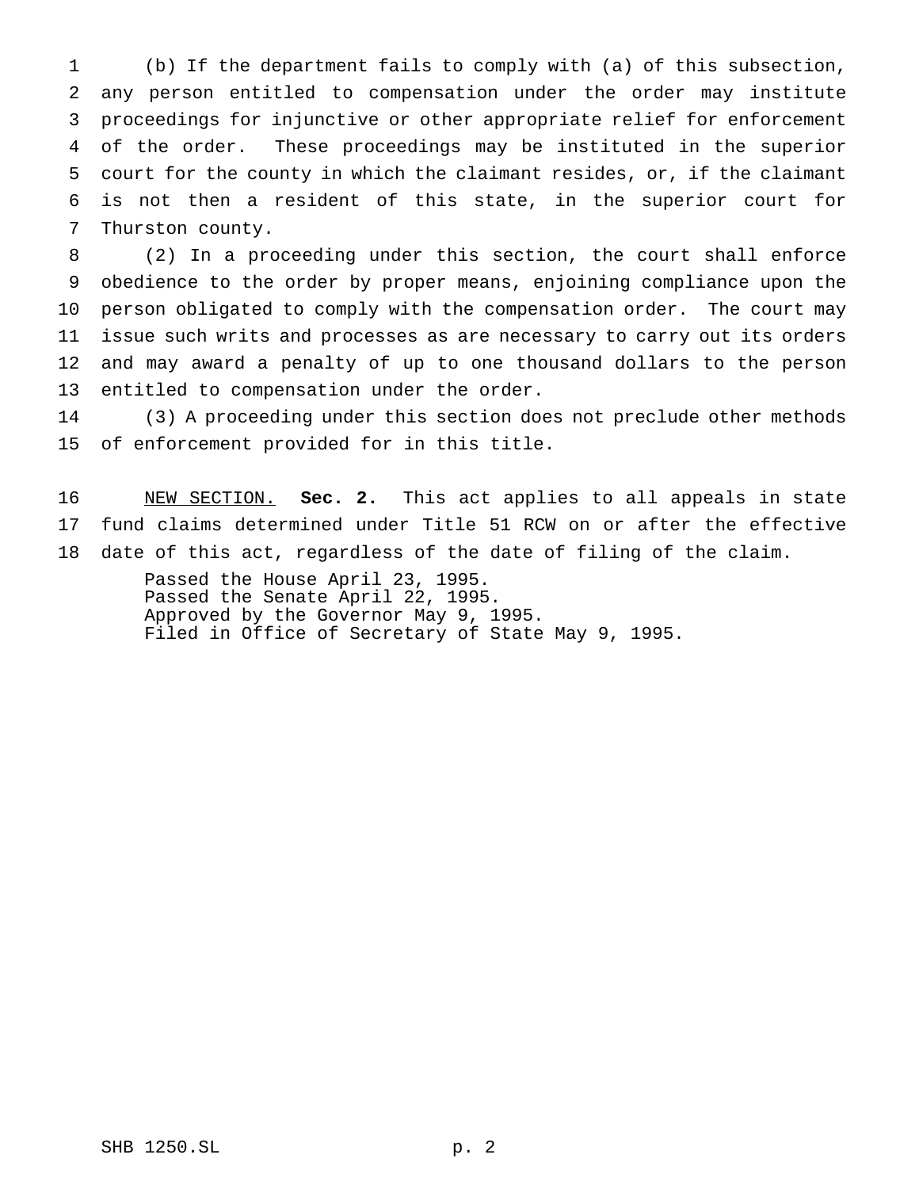(b) If the department fails to comply with (a) of this subsection, any person entitled to compensation under the order may institute proceedings for injunctive or other appropriate relief for enforcement of the order. These proceedings may be instituted in the superior court for the county in which the claimant resides, or, if the claimant is not then a resident of this state, in the superior court for Thurston county.

(2) In a proceeding under this section, the court shall enforce obedience to the order by proper means, enjoining compliance upon the person obligated to comply with the compensation order. The court may issue such writs and processes as are necessary to carry out its orders and may award a penalty of up to one thousand dollars to the person entitled to compensation under the order.

(3) A proceeding under this section does not preclude other methods of enforcement provided for in this title.

NEW SECTION. **Sec. 2.** This act applies to all appeals in state fund claims determined under Title 51 RCW on or after the effective date of this act, regardless of the date of filing of the claim.

Passed the House April 23, 1995.
Passed the Senate April 22, 1995.
Approved by the Governor May 9, 1995.
Filed in Office of Secretary of State May 9, 1995.